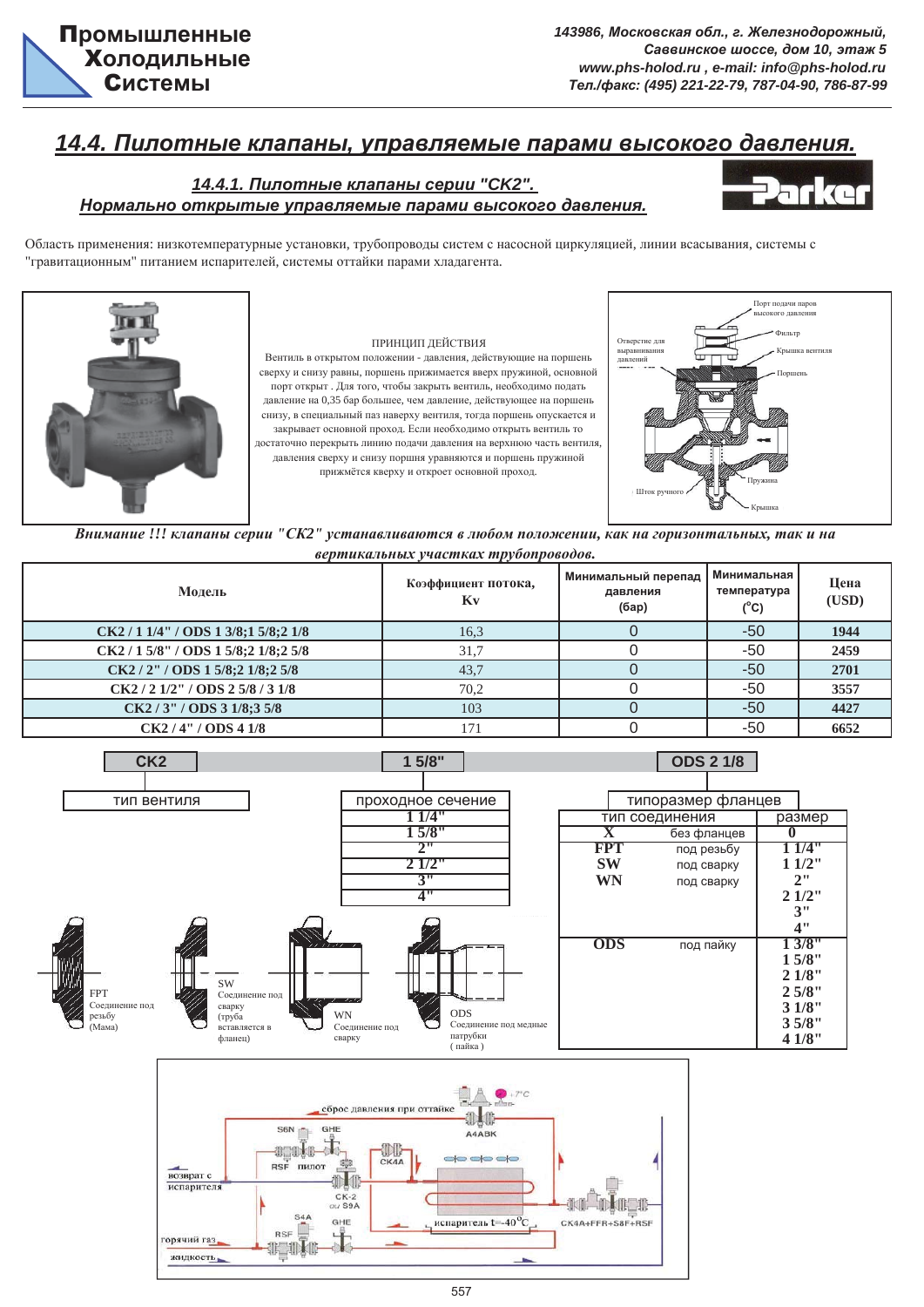# 14.4. Пилотные клапаны, управляемые парами высокого давления.

## 14.4.1. Пилотные клапаны серии "CK2". Нормально открытые управляемые парами высокого давления.

Область применения: низкотемпературные установки, трубопроводы систем с насосной циркуляцией, линии всасывания, системы с "гравитационным" питанием испарителей, системы оттайки парами хладагента.

ПРИНЦИП ДЕЙСТВИЯ

Вентиль в открытом положении - давления, действующие на поршень сверху и снизу равны, поршень прижимается вверх пружиной, основной порт открыт . Для того, чтобы закрыть вентиль, необходимо подать давление на 0,35 бар большее, чем давление, действующее на поршень снизу, в специальный паз наверху вентиля, тогда поршень опускается и закрывает основной проход. Если необходимо открыть вентиль то достаточно перекрыть линию подачи давления на верхнюю часть вентиля, давления сверху и снизу поршня уравняются и поршень пружиной прижмётся кверху и откроет основной проход.

Порт подачи паров высокого давления; Фильтр; Отверстие для выравнивания давлений; Крышка вентиля; Поршень; Пружина; Шток ручного; Крышка

***Внимание !!! клапаны серии "СК2" устанавливаются в любом положении, как на горизонтальных, так и на вертикальных участках трубопроводов.***

| Модель | Коэффициент потока, Kv | Минимальный перепад давления (бар) | Минимальная температура (°С) | Цена (USD) |
|---|---|---|---|---|
| **CK2 / 1 1/4" / ODS 1 3/8;1 5/8;2 1/8** | 16,3 | 0 | -50 | **1944** |
| **CK2 / 1 5/8" / ODS 1 5/8;2 1/8;2 5/8** | 31,7 | 0 | -50 | **2459** |
| **CK2 / 2" / ODS 1 5/8;2 1/8;2 5/8** | 43,7 | 0 | -50 | **2701** |
| **CK2 / 2 1/2" / ODS 2 5/8 / 3 1/8** | 70,2 | 0 | -50 | **3557** |
| **CK2 / 3" / ODS 3 1/8;3 5/8** | 103 | 0 | -50 | **4427** |
| **CK2 / 4" / ODS 4 1/8** | 171 | 0 | -50 | **6652** |

**CK2** — тип вентиля

**1 5/8"** — проходное сечение: 1 1/4", 1 5/8", 2", 2 1/2", 3", 4"

**ODS 2 1/8** — типоразмер фланцев

| тип соединения | | размер |
|---|---|---|
| **X** | без фланцев | **0** |
| **FPT** | под резьбу | **1 1/4"** |
| **SW** | под сварку | **1 1/2"** |
| **WN** | под сварку | **2"** |
| | | **2 1/2"** |
| | | **3"** |
| | | **4"** |
| **ODS** | под пайку | **1 3/8"** |
| | | **1 5/8"** |
| | | **2 1/8"** |
| | | **2 5/8"** |
| | | **3 1/8"** |
| | | **3 5/8"** |
| | | **4 1/8"** |

FPT Соединение под резьбу (Мама)

SW Соединение под сварку (труба вставляется в фланец)

WN Соединение под сварку

ODS Соединение под медные патрубки ( пайка )

сброс давления при оттайке; S6N; GHE; A4ABK; +7°C; RSF; пилот; CK4A; возврат с испарителя; CK-2 или S9A; S4A; GHE; испаритель t=-40°C; CK4A+FFR+S8F+RSF; горячий газ; RSF; жидкость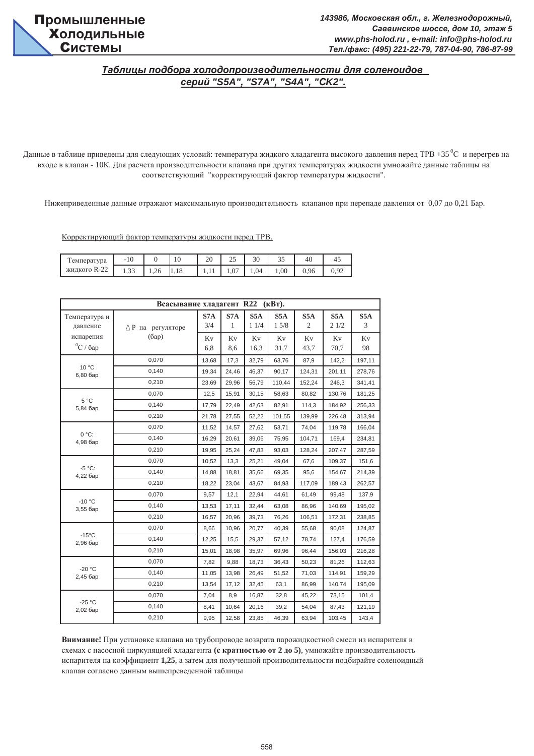## *Таблицы подбора холодопроизводительности для соленоидов серий "S5A", "S7A", "S4A", "CK2".*

Данные в таблице приведены для следующих условий: температура жидкого хладагента высокого давления перед ТРВ +35 $^0$C и перегрев на входе в клапан - 10К. Для расчета производительности клапана при других температурах жидкости умножайте данные таблицы на соответствующий "корректирующий фактор температуры жидкости".

Нижеприведенные данные отражают максимальную производительность клапанов при перепаде давления от 0,07 до 0,21 Бар.

Корректирующий фактор температуры жидкости перед ТРВ.

| Температура жидкого R-22 | -10 | 0 | 10 | 20 | 25 | 30 | 35 | 40 | 45 |
|---|---|---|---|---|---|---|---|---|---|
| | 1,33 | 1,26 | 1,18 | 1,11 | 1,07 | 1,04 | 1,00 | 0,96 | 0,92 |

| Всасывание хладагент R22 (кВт). | | | | | | | | |
|---|---|---|---|---|---|---|---|---|
| Температура и давление испарения $^0$C / бар | ∆ P на регуляторе (бар) | S7A 3/4 Kv 6,8 | S7A 1 Kv 8,6 | S5A 1 1/4 Kv 16,3 | S5A 1 5/8 Kv 31,7 | S5A 2 Kv 43,7 | S5A 2 1/2 Kv 70,7 | S5A 3 Kv 98 |
| 10 °C 6,80 бар | 0,070 | 13,68 | 17,3 | 32,79 | 63,76 | 87,9 | 142,2 | 197,11 |
| | 0,140 | 19,34 | 24,46 | 46,37 | 90,17 | 124,31 | 201,11 | 278,76 |
| | 0,210 | 23,69 | 29,96 | 56,79 | 110,44 | 152,24 | 246,3 | 341,41 |
| 5 °C 5,84 бар | 0,070 | 12,5 | 15,91 | 30,15 | 58,63 | 80,82 | 130,76 | 181,25 |
| | 0,140 | 17,79 | 22,49 | 42,63 | 82,91 | 114,3 | 184,92 | 256,33 |
| | 0,210 | 21,78 | 27,55 | 52,22 | 101,55 | 139,99 | 226,48 | 313,94 |
| 0 °C: 4,98 бар | 0,070 | 11,52 | 14,57 | 27,62 | 53,71 | 74,04 | 119,78 | 166,04 |
| | 0,140 | 16,29 | 20,61 | 39,06 | 75,95 | 104,71 | 169,4 | 234,81 |
| | 0,210 | 19,95 | 25,24 | 47,83 | 93,03 | 128,24 | 207,47 | 287,59 |
| -5 °C: 4,22 бар | 0,070 | 10,52 | 13,3 | 25,21 | 49,04 | 67,6 | 109,37 | 151,6 |
| | 0,140 | 14,88 | 18,81 | 35,66 | 69,35 | 95,6 | 154,67 | 214,39 |
| | 0,210 | 18,22 | 23,04 | 43,67 | 84,93 | 117,09 | 189,43 | 262,57 |
| -10 °C 3,55 бар | 0,070 | 9,57 | 12,1 | 22,94 | 44,61 | 61,49 | 99,48 | 137,9 |
| | 0,140 | 13,53 | 17,11 | 32,44 | 63,08 | 86,96 | 140,69 | 195,02 |
| | 0,210 | 16,57 | 20,96 | 39,73 | 76,26 | 106,51 | 172,31 | 238,85 |
| -15°C 2,96 бар | 0,070 | 8,66 | 10,96 | 20,77 | 40,39 | 55,68 | 90,08 | 124,87 |
| | 0,140 | 12,25 | 15,5 | 29,37 | 57,12 | 78,74 | 127,4 | 176,59 |
| | 0,210 | 15,01 | 18,98 | 35,97 | 69,96 | 96,44 | 156,03 | 216,28 |
| -20 °C 2,45 бар | 0,070 | 7,82 | 9,88 | 18,73 | 36,43 | 50,23 | 81,26 | 112,63 |
| | 0,140 | 11,05 | 13,98 | 26,49 | 51,52 | 71,03 | 114,91 | 159,29 |
| | 0,210 | 13,54 | 17,12 | 32,45 | 63,1 | 86,99 | 140,74 | 195,09 |
| -25 °C 2,02 бар | 0,070 | 7,04 | 8,9 | 16,87 | 32,8 | 45,22 | 73,15 | 101,4 |
| | 0,140 | 8,41 | 10,64 | 20,16 | 39,2 | 54,04 | 87,43 | 121,19 |
| | 0,210 | 9,95 | 12,58 | 23,85 | 46,39 | 63,94 | 103,45 | 143,4 |

**Внимание!** При установке клапана на трубопроводе возврата парожидкостной смеси из испарителя в схемах с насосной циркуляцией хладагента **(с кратностью от 2 до 5)**, умножайте производительность испарителя на коэффициент **1,25**, а затем для полученной производительности подбирайте соленоидный клапан согласно данным вышепреведенной таблицы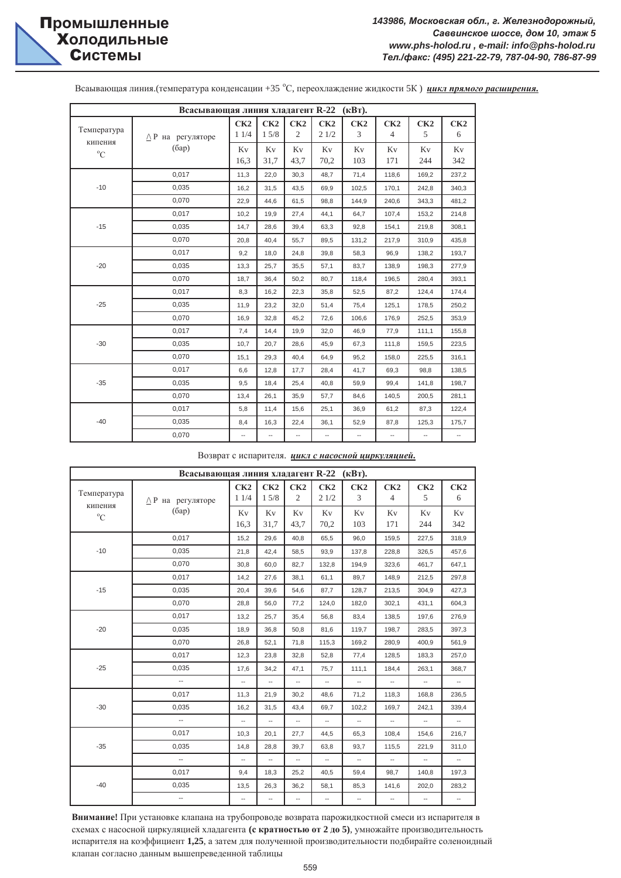Всасывающая линия.(температура конденсации +35 °С, переохлаждение жидкости 5К ) ***цикл прямого расширения.***

| Всасывающая линия хладагент R-22 (кВт). | | | | | | | | | |
|---|---|---|---|---|---|---|---|---|---|
| Температура кипения °С | ∆ Р на регуляторе (бар) | СК2 1 1/4 | СК2 1 5/8 | СК2 2 | СК2 2 1/2 | СК2 3 | СК2 4 | СК2 5 | СК2 6 |
| | | Kv 16,3 | Kv 31,7 | Kv 43,7 | Kv 70,2 | Kv 103 | Kv 171 | Kv 244 | Kv 342 |
| -10 | 0,017 | 11,3 | 22,0 | 30,3 | 48,7 | 71,4 | 118,6 | 169,2 | 237,2 |
| | 0,035 | 16,2 | 31,5 | 43,5 | 69,9 | 102,5 | 170,1 | 242,8 | 340,3 |
| | 0,070 | 22,9 | 44,6 | 61,5 | 98,8 | 144,9 | 240,6 | 343,3 | 481,2 |
| -15 | 0,017 | 10,2 | 19,9 | 27,4 | 44,1 | 64,7 | 107,4 | 153,2 | 214,8 |
| | 0,035 | 14,7 | 28,6 | 39,4 | 63,3 | 92,8 | 154,1 | 219,8 | 308,1 |
| | 0,070 | 20,8 | 40,4 | 55,7 | 89,5 | 131,2 | 217,9 | 310,9 | 435,8 |
| -20 | 0,017 | 9,2 | 18,0 | 24,8 | 39,8 | 58,3 | 96,9 | 138,2 | 193,7 |
| | 0,035 | 13,3 | 25,7 | 35,5 | 57,1 | 83,7 | 138,9 | 198,3 | 277,9 |
| | 0,070 | 18,7 | 36,4 | 50,2 | 80,7 | 118,4 | 196,5 | 280,4 | 393,1 |
| -25 | 0,017 | 8,3 | 16,2 | 22,3 | 35,8 | 52,5 | 87,2 | 124,4 | 174,4 |
| | 0,035 | 11,9 | 23,2 | 32,0 | 51,4 | 75,4 | 125,1 | 178,5 | 250,2 |
| | 0,070 | 16,9 | 32,8 | 45,2 | 72,6 | 106,6 | 176,9 | 252,5 | 353,9 |
| -30 | 0,017 | 7,4 | 14,4 | 19,9 | 32,0 | 46,9 | 77,9 | 111,1 | 155,8 |
| | 0,035 | 10,7 | 20,7 | 28,6 | 45,9 | 67,3 | 111,8 | 159,5 | 223,5 |
| | 0,070 | 15,1 | 29,3 | 40,4 | 64,9 | 95,2 | 158,0 | 225,5 | 316,1 |
| -35 | 0,017 | 6,6 | 12,8 | 17,7 | 28,4 | 41,7 | 69,3 | 98,8 | 138,5 |
| | 0,035 | 9,5 | 18,4 | 25,4 | 40,8 | 59,9 | 99,4 | 141,8 | 198,7 |
| | 0,070 | 13,4 | 26,1 | 35,9 | 57,7 | 84,6 | 140,5 | 200,5 | 281,1 |
| -40 | 0,017 | 5,8 | 11,4 | 15,6 | 25,1 | 36,9 | 61,2 | 87,3 | 122,4 |
| | 0,035 | 8,4 | 16,3 | 22,4 | 36,1 | 52,9 | 87,8 | 125,3 | 175,7 |
| | 0,070 | -- | -- | -- | -- | -- | -- | -- | -- |

Возврат с испарителя. ***цикл с насосной циркуляцией.***

| Всасывающая линия хладагент R-22 (кВт). | | | | | | | | | |
|---|---|---|---|---|---|---|---|---|---|
| Температура кипения °С | ∆ Р на регуляторе (бар) | СК2 1 1/4 | СК2 1 5/8 | СК2 2 | СК2 2 1/2 | СК2 3 | СК2 4 | СК2 5 | СК2 6 |
| | | Kv 16,3 | Kv 31,7 | Kv 43,7 | Kv 70,2 | Kv 103 | Kv 171 | Kv 244 | Kv 342 |
| -10 | 0,017 | 15,2 | 29,6 | 40,8 | 65,5 | 96,0 | 159,5 | 227,5 | 318,9 |
| | 0,035 | 21,8 | 42,4 | 58,5 | 93,9 | 137,8 | 228,8 | 326,5 | 457,6 |
| | 0,070 | 30,8 | 60,0 | 82,7 | 132,8 | 194,9 | 323,6 | 461,7 | 647,1 |
| -15 | 0,017 | 14,2 | 27,6 | 38,1 | 61,1 | 89,7 | 148,9 | 212,5 | 297,8 |
| | 0,035 | 20,4 | 39,6 | 54,6 | 87,7 | 128,7 | 213,5 | 304,9 | 427,3 |
| | 0,070 | 28,8 | 56,0 | 77,2 | 124,0 | 182,0 | 302,1 | 431,1 | 604,3 |
| -20 | 0,017 | 13,2 | 25,7 | 35,4 | 56,8 | 83,4 | 138,5 | 197,6 | 276,9 |
| | 0,035 | 18,9 | 36,8 | 50,8 | 81,6 | 119,7 | 198,7 | 283,5 | 397,3 |
| | 0,070 | 26,8 | 52,1 | 71,8 | 115,3 | 169,2 | 280,9 | 400,9 | 561,9 |
| -25 | 0,017 | 12,3 | 23,8 | 32,8 | 52,8 | 77,4 | 128,5 | 183,3 | 257,0 |
| | 0,035 | 17,6 | 34,2 | 47,1 | 75,7 | 111,1 | 184,4 | 263,1 | 368,7 |
| | -- | -- | -- | -- | -- | -- | -- | -- | -- |
| -30 | 0,017 | 11,3 | 21,9 | 30,2 | 48,6 | 71,2 | 118,3 | 168,8 | 236,5 |
| | 0,035 | 16,2 | 31,5 | 43,4 | 69,7 | 102,2 | 169,7 | 242,1 | 339,4 |
| | -- | -- | -- | -- | -- | -- | -- | -- | -- |
| -35 | 0,017 | 10,3 | 20,1 | 27,7 | 44,5 | 65,3 | 108,4 | 154,6 | 216,7 |
| | 0,035 | 14,8 | 28,8 | 39,7 | 63,8 | 93,7 | 115,5 | 221,9 | 311,0 |
| | -- | -- | -- | -- | -- | -- | -- | -- | -- |
| -40 | 0,017 | 9,4 | 18,3 | 25,2 | 40,5 | 59,4 | 98,7 | 140,8 | 197,3 |
| | 0,035 | 13,5 | 26,3 | 36,2 | 58,1 | 85,3 | 141,6 | 202,0 | 283,2 |
| | -- | -- | -- | -- | -- | -- | -- | -- | -- |

**Внимание!** При установке клапана на трубопроводе возврата парожидкостной смеси из испарителя в схемах с насосной циркуляцией хладагента **(с кратностью от 2 до 5)**, умножайте производительность испарителя на коэффициент **1,25**, а затем для полученной производительности подбирайте соленоидный клапан согласно данным вышепреведенной таблицы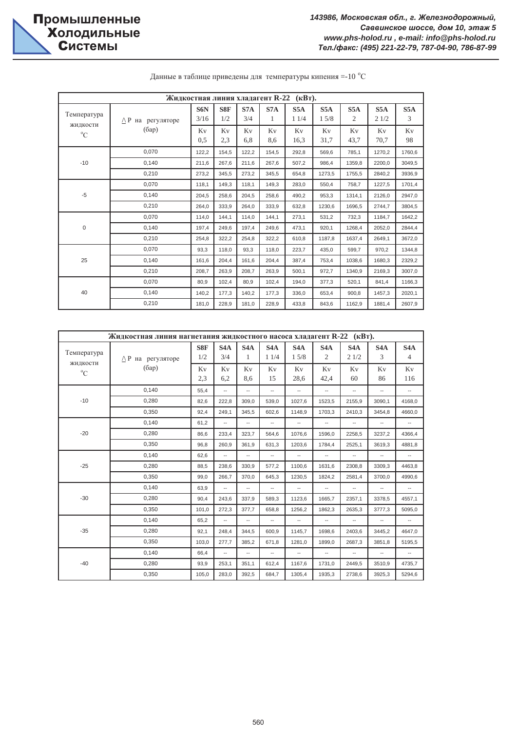Данные в таблице приведены для температуры кипения =-10 °C

| Жидкостная линия хладагент R-22 (кВт). | | | | | | | | | | |
|---|---|---|---|---|---|---|---|---|---|---|
| Температура жидкости °C | ∆ P на регуляторе (бар) | S6N 3/16 | S8F 1/2 | S7A 3/4 | S7A 1 | S5A 1 1/4 | S5A 1 5/8 | S5A 2 | S5A 2 1/2 | S5A 3 |
| | | Kv 0,5 | Kv 2,3 | Kv 6,8 | Kv 8,6 | Kv 16,3 | Kv 31,7 | Kv 43,7 | Kv 70,7 | Kv 98 |
| -10 | 0,070 | 122,2 | 154,5 | 122,2 | 154,5 | 292,8 | 569,6 | 785,1 | 1270,2 | 1760,6 |
| | 0,140 | 211,6 | 267,6 | 211,6 | 267,6 | 507,2 | 986,4 | 1359,8 | 2200,0 | 3049,5 |
| | 0,210 | 273,2 | 345,5 | 273,2 | 345,5 | 654,8 | 1273,5 | 1755,5 | 2840,2 | 3936,9 |
| -5 | 0,070 | 118,1 | 149,3 | 118,1 | 149,3 | 283,0 | 550,4 | 758,7 | 1227,5 | 1701,4 |
| | 0,140 | 204,5 | 258,6 | 204,5 | 258,6 | 490,2 | 953,3 | 1314,1 | 2126,0 | 2947,0 |
| | 0,210 | 264,0 | 333,9 | 264,0 | 333,9 | 632,8 | 1230,6 | 1696,5 | 2744,7 | 3804,5 |
| 0 | 0,070 | 114,0 | 144,1 | 114,0 | 144,1 | 273,1 | 531,2 | 732,3 | 1184,7 | 1642,2 |
| | 0,140 | 197,4 | 249,6 | 197,4 | 249,6 | 473,1 | 920,1 | 1268,4 | 2052,0 | 2844,4 |
| | 0,210 | 254,8 | 322,2 | 254,8 | 322,2 | 610,8 | 1187,8 | 1637,4 | 2649,1 | 3672,0 |
| 25 | 0,070 | 93,3 | 118,0 | 93,3 | 118,0 | 223,7 | 435,0 | 599,7 | 970,2 | 1344,8 |
| | 0,140 | 161,6 | 204,4 | 161,6 | 204,4 | 387,4 | 753,4 | 1038,6 | 1680,3 | 2329,2 |
| | 0,210 | 208,7 | 263,9 | 208,7 | 263,9 | 500,1 | 972,7 | 1340,9 | 2169,3 | 3007,0 |
| 40 | 0,070 | 80,9 | 102,4 | 80,9 | 102,4 | 194,0 | 377,3 | 520,1 | 841,4 | 1166,3 |
| | 0,140 | 140,2 | 177,3 | 140,2 | 177,3 | 336,0 | 653,4 | 900,8 | 1457,3 | 2020,1 |
| | 0,210 | 181,0 | 228,9 | 181,0 | 228,9 | 433,8 | 843,6 | 1162,9 | 1881,4 | 2607,9 |

| Жидкостная линия нагнетания жидкостного насоса хладагент R-22 (кВт). | | | | | | | | | | |
|---|---|---|---|---|---|---|---|---|---|---|
| Температура жидкости °C | ∆ P на регуляторе (бар) | S8F 1/2 | S4A 3/4 | S4A 1 | S4A 1 1/4 | S4A 1 5/8 | S4A 2 | S4A 2 1/2 | S4A 3 | S4A 4 |
| | | Kv 2,3 | Kv 6,2 | Kv 8,6 | Kv 15 | Kv 28,6 | Kv 42,4 | Kv 60 | Kv 86 | Kv 116 |
| -10 | 0,140 | 55,4 | -- | -- | -- | -- | -- | -- | -- | -- |
| | 0,280 | 82,6 | 222,8 | 309,0 | 539,0 | 1027,6 | 1523,5 | 2155,9 | 3090,1 | 4168,0 |
| | 0,350 | 92,4 | 249,1 | 345,5 | 602,6 | 1148,9 | 1703,3 | 2410,3 | 3454,8 | 4660,0 |
| -20 | 0,140 | 61,2 | -- | -- | -- | -- | -- | -- | -- | -- |
| | 0,280 | 86,6 | 233,4 | 323,7 | 564,6 | 1076,6 | 1596,0 | 2258,5 | 3237,2 | 4366,4 |
| | 0,350 | 96,8 | 260,9 | 361,9 | 631,3 | 1203,6 | 1784,4 | 2525,1 | 3619,3 | 4881,8 |
| -25 | 0,140 | 62,6 | -- | -- | -- | -- | -- | -- | -- | -- |
| | 0,280 | 88,5 | 238,6 | 330,9 | 577,2 | 1100,6 | 1631,6 | 2308,8 | 3309,3 | 4463,8 |
| | 0,350 | 99,0 | 266,7 | 370,0 | 645,3 | 1230,5 | 1824,2 | 2581,4 | 3700,0 | 4990,6 |
| -30 | 0,140 | 63,9 | -- | -- | -- | -- | -- | -- | -- | -- |
| | 0,280 | 90,4 | 243,6 | 337,9 | 589,3 | 1123,6 | 1665,7 | 2357,1 | 3378,5 | 4557,1 |
| | 0,350 | 101,0 | 272,3 | 377,7 | 658,8 | 1256,2 | 1862,3 | 2635,3 | 3777,3 | 5095,0 |
| -35 | 0,140 | 65,2 | -- | -- | -- | -- | -- | -- | -- | -- |
| | 0,280 | 92,1 | 248,4 | 344,5 | 600,9 | 1145,7 | 1698,6 | 2403,6 | 3445,2 | 4647,0 |
| | 0,350 | 103,0 | 277,7 | 385,2 | 671,8 | 1281,0 | 1899,0 | 2687,3 | 3851,8 | 5195,5 |
| -40 | 0,140 | 66,4 | -- | -- | -- | -- | -- | -- | -- | -- |
| | 0,280 | 93,9 | 253,1 | 351,1 | 612,4 | 1167,6 | 1731,0 | 2449,5 | 3510,9 | 4735,7 |
| | 0,350 | 105,0 | 283,0 | 392,5 | 684,7 | 1305,4 | 1935,3 | 2738,6 | 3925,3 | 5294,6 |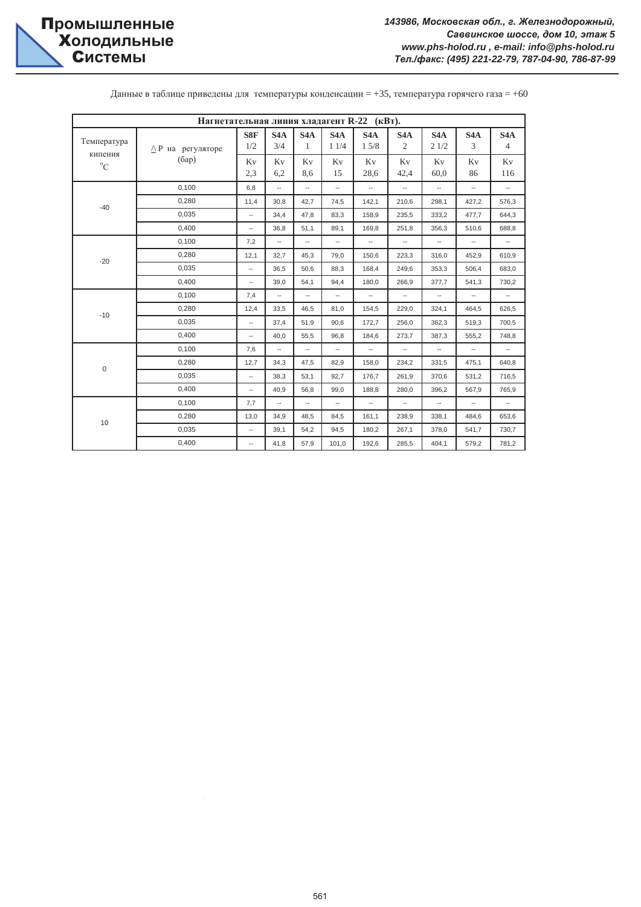Данные в таблице приведены для температуры конденсации = +35, температура горячего газа = +60

| Нагнетательная линия хладагент R-22 (кВт). | | | | | | | | | | |
|---|---|---|---|---|---|---|---|---|---|---|
| Температура кипения °C | ∆ P на регуляторе (бар) | **S8F** 1/2 | **S4A** 3/4 | **S4A** 1 | **S4A** 1 1/4 | **S4A** 1 5/8 | **S4A** 2 | **S4A** 2 1/2 | **S4A** 3 | **S4A** 4 |
| | | Kv 2,3 | Kv 6,2 | Kv 8,6 | Kv 15 | Kv 28,6 | Kv 42,4 | Kv 60,0 | Kv 86 | Kv 116 |
| -40 | 0,100 | 6,8 | -- | -- | -- | -- | -- | -- | -- | -- |
| | 0,280 | 11,4 | 30,8 | 42,7 | 74,5 | 142,1 | 210,6 | 298,1 | 427,2 | 576,3 |
| | 0,035 | -- | 34,4 | 47,8 | 83,3 | 158,9 | 235,5 | 333,2 | 477,7 | 644,3 |
| | 0,400 | -- | 36,8 | 51,1 | 89,1 | 169,8 | 251,8 | 356,3 | 510,6 | 688,8 |
| -20 | 0,100 | 7,2 | -- | -- | -- | -- | -- | -- | -- | -- |
| | 0,280 | 12,1 | 32,7 | 45,3 | 79,0 | 150,6 | 223,3 | 316,0 | 452,9 | 610,9 |
| | 0,035 | -- | 36,5 | 50,6 | 88,3 | 168,4 | 249,6 | 353,3 | 506,4 | 683,0 |
| | 0,400 | -- | 39,0 | 54,1 | 94,4 | 180,0 | 266,9 | 377,7 | 541,3 | 730,2 |
| -10 | 0,100 | 7,4 | -- | -- | -- | -- | -- | -- | -- | -- |
| | 0,280 | 12,4 | 33,5 | 46,5 | 81,0 | 154,5 | 229,0 | 324,1 | 464,5 | 626,5 |
| | 0,035 | -- | 37,4 | 51,9 | 90,6 | 172,7 | 256,0 | 362,3 | 519,3 | 700,5 |
| | 0,400 | -- | 40,0 | 55,5 | 96,8 | 184,6 | 273,7 | 387,3 | 555,2 | 748,8 |
| 0 | 0,100 | 7,6 | -- | -- | -- | -- | -- | -- | -- | -- |
| | 0,280 | 12,7 | 34,3 | 47,5 | 82,9 | 158,0 | 234,2 | 331,5 | 475,1 | 640,8 |
| | 0,035 | -- | 38,3 | 53,1 | 92,7 | 176,7 | 261,9 | 370,6 | 531,2 | 716,5 |
| | 0,400 | -- | 40,9 | 56,8 | 99,0 | 188,8 | 280,0 | 396,2 | 567,9 | 765,9 |
| 10 | 0,100 | 7,7 | -- | -- | -- | -- | -- | -- | -- | -- |
| | 0,280 | 13,0 | 34,9 | 48,5 | 84,5 | 161,1 | 238,9 | 338,1 | 484,6 | 653,6 |
| | 0,035 | -- | 39,1 | 54,2 | 94,5 | 180,2 | 267,1 | 378,0 | 541,7 | 730,7 |
| | 0,400 | -- | 41,8 | 57,9 | 101,0 | 192,6 | 285,5 | 404,1 | 579,2 | 781,2 |